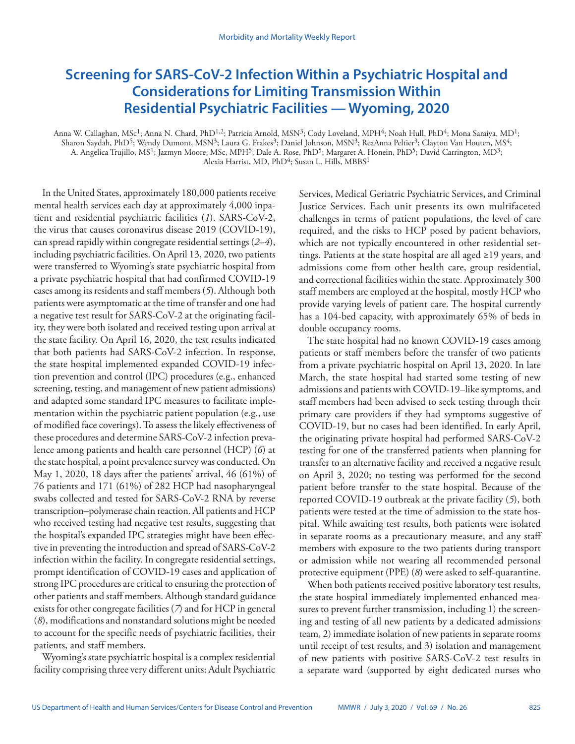# Screening for SARS-CoV-2 Infection Within a Psychiatric Hospital and Considerations for Limiting Transmission Within Residential Psychiatric Facilities — Wyoming, 2020

Anna W. Callaghan, MSc[1]; Anna N. Chard, PhD[1,2]; Patricia Arnold, MSN[3]; Cody Loveland, MPH[4]; Noah Hull, PhD[4]; Mona Saraiya, MD[1]; Sharon Saydah, PhD[5]; Wendy Dumont, MSN[3]; Laura G. Frakes[3]; Daniel Johnson, MSN[3]; ReaAnna Peltier[3]; Clayton Van Houten, MS[4]; A. Angelica Trujillo, MS[1]; Jazmyn Moore, MSc, MPH[5]; Dale A. Rose, PhD[5]; Margaret A. Honein, PhD[5]; David Carrington, MD[3]; Alexia Harrist, MD, PhD[4]; Susan L. Hills, MBBS[1]

In the United States, approximately 180,000 patients receive mental health services each day at approximately 4,000 inpatient and residential psychiatric facilities (*1*). SARS-CoV-2, the virus that causes coronavirus disease 2019 (COVID-19), can spread rapidly within congregate residential settings (*2*–*4*), including psychiatric facilities. On April 13, 2020, two patients were transferred to Wyoming's state psychiatric hospital from a private psychiatric hospital that had confirmed COVID-19 cases among its residents and staff members (*5*). Although both patients were asymptomatic at the time of transfer and one had a negative test result for SARS-CoV-2 at the originating facility, they were both isolated and received testing upon arrival at the state facility. On April 16, 2020, the test results indicated that both patients had SARS-CoV-2 infection. In response, the state hospital implemented expanded COVID-19 infection prevention and control (IPC) procedures (e.g., enhanced screening, testing, and management of new patient admissions) and adapted some standard IPC measures to facilitate implementation within the psychiatric patient population (e.g., use of modified face coverings). To assess the likely effectiveness of these procedures and determine SARS-CoV-2 infection prevalence among patients and health care personnel (HCP) (*6*) at the state hospital, a point prevalence survey was conducted. On May 1, 2020, 18 days after the patients' arrival, 46 (61%) of 76 patients and 171 (61%) of 282 HCP had nasopharyngeal swabs collected and tested for SARS-CoV-2 RNA by reverse transcription–polymerase chain reaction. All patients and HCP who received testing had negative test results, suggesting that the hospital's expanded IPC strategies might have been effective in preventing the introduction and spread of SARS-CoV-2 infection within the facility. In congregate residential settings, prompt identification of COVID-19 cases and application of strong IPC procedures are critical to ensuring the protection of other patients and staff members. Although standard guidance exists for other congregate facilities (*7*) and for HCP in general (*8*), modifications and nonstandard solutions might be needed to account for the specific needs of psychiatric facilities, their patients, and staff members.

Wyoming's state psychiatric hospital is a complex residential facility comprising three very different units: Adult Psychiatric Services, Medical Geriatric Psychiatric Services, and Criminal Justice Services. Each unit presents its own multifaceted challenges in terms of patient populations, the level of care required, and the risks to HCP posed by patient behaviors, which are not typically encountered in other residential settings. Patients at the state hospital are all aged ≥19 years, and admissions come from other health care, group residential, and correctional facilities within the state. Approximately 300 staff members are employed at the hospital, mostly HCP who provide varying levels of patient care. The hospital currently has a 104-bed capacity, with approximately 65% of beds in double occupancy rooms.

The state hospital had no known COVID-19 cases among patients or staff members before the transfer of two patients from a private psychiatric hospital on April 13, 2020. In late March, the state hospital had started some testing of new admissions and patients with COVID-19–like symptoms, and staff members had been advised to seek testing through their primary care providers if they had symptoms suggestive of COVID-19, but no cases had been identified. In early April, the originating private hospital had performed SARS-CoV-2 testing for one of the transferred patients when planning for transfer to an alternative facility and received a negative result on April 3, 2020; no testing was performed for the second patient before transfer to the state hospital. Because of the reported COVID-19 outbreak at the private facility (*5*), both patients were tested at the time of admission to the state hospital. While awaiting test results, both patients were isolated in separate rooms as a precautionary measure, and any staff members with exposure to the two patients during transport or admission while not wearing all recommended personal protective equipment (PPE) (*8*) were asked to self-quarantine.

When both patients received positive laboratory test results, the state hospital immediately implemented enhanced measures to prevent further transmission, including 1) the screening and testing of all new patients by a dedicated admissions team, 2) immediate isolation of new patients in separate rooms until receipt of test results, and 3) isolation and management of new patients with positive SARS-CoV-2 test results in a separate ward (supported by eight dedicated nurses who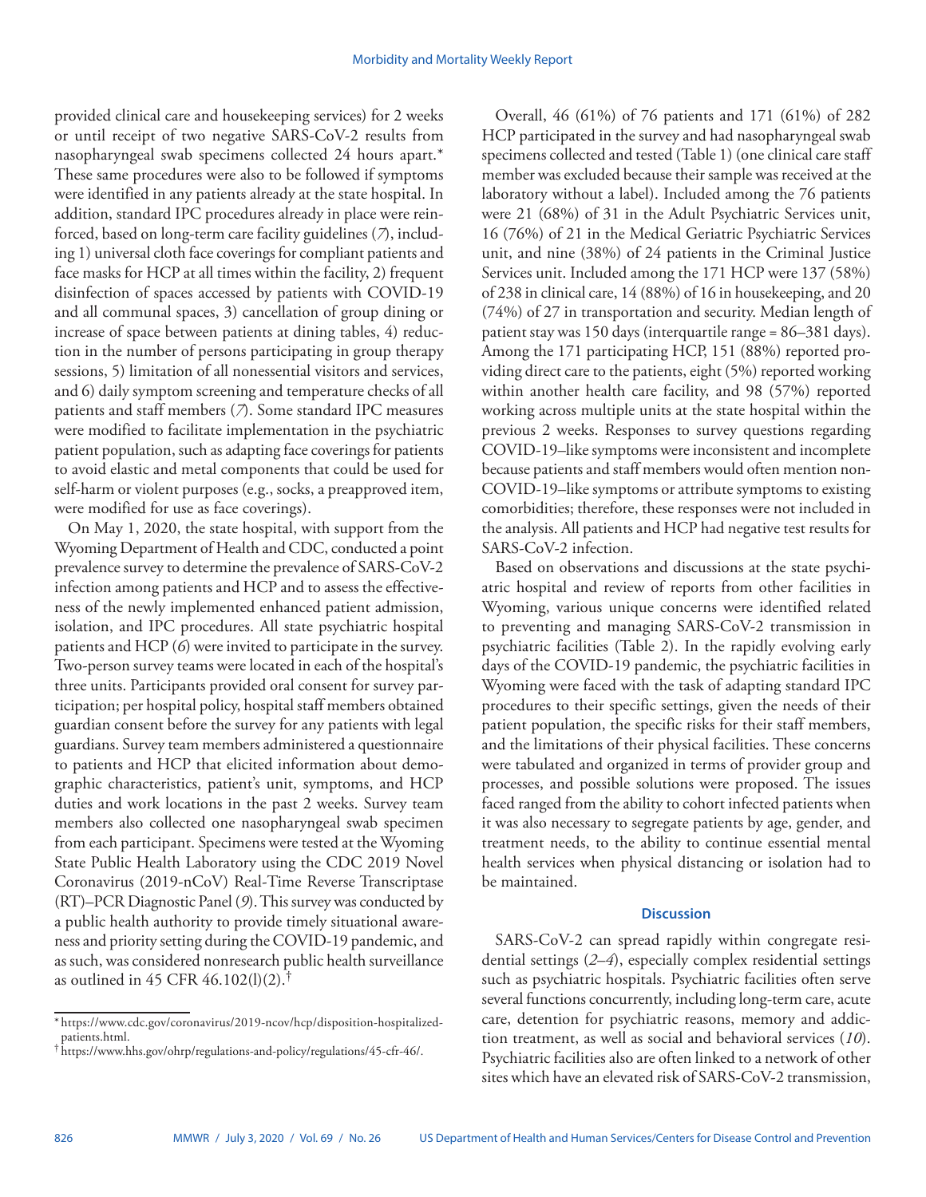provided clinical care and housekeeping services) for 2 weeks or until receipt of two negative SARS-CoV-2 results from nasopharyngeal swab specimens collected 24 hours apart.* These same procedures were also to be followed if symptoms were identified in any patients already at the state hospital. In addition, standard IPC procedures already in place were reinforced, based on long-term care facility guidelines (*7*), including 1) universal cloth face coverings for compliant patients and face masks for HCP at all times within the facility, 2) frequent disinfection of spaces accessed by patients with COVID-19 and all communal spaces, 3) cancellation of group dining or increase of space between patients at dining tables, 4) reduction in the number of persons participating in group therapy sessions, 5) limitation of all nonessential visitors and services, and 6) daily symptom screening and temperature checks of all patients and staff members (*7*). Some standard IPC measures were modified to facilitate implementation in the psychiatric patient population, such as adapting face coverings for patients to avoid elastic and metal components that could be used for self-harm or violent purposes (e.g., socks, a preapproved item, were modified for use as face coverings).

On May 1, 2020, the state hospital, with support from the Wyoming Department of Health and CDC, conducted a point prevalence survey to determine the prevalence of SARS-CoV-2 infection among patients and HCP and to assess the effectiveness of the newly implemented enhanced patient admission, isolation, and IPC procedures. All state psychiatric hospital patients and HCP (*6*) were invited to participate in the survey. Two-person survey teams were located in each of the hospital's three units. Participants provided oral consent for survey participation; per hospital policy, hospital staff members obtained guardian consent before the survey for any patients with legal guardians. Survey team members administered a questionnaire to patients and HCP that elicited information about demographic characteristics, patient's unit, symptoms, and HCP duties and work locations in the past 2 weeks. Survey team members also collected one nasopharyngeal swab specimen from each participant. Specimens were tested at the Wyoming State Public Health Laboratory using the CDC 2019 Novel Coronavirus (2019-nCoV) Real-Time Reverse Transcriptase (RT)–PCR Diagnostic Panel (*9*). This survey was conducted by a public health authority to provide timely situational awareness and priority setting during the COVID-19 pandemic, and as such, was considered nonresearch public health surveillance as outlined in 45 CFR 46.102(l)(2).†

Overall, 46 (61%) of 76 patients and 171 (61%) of 282 HCP participated in the survey and had nasopharyngeal swab specimens collected and tested (Table 1) (one clinical care staff member was excluded because their sample was received at the laboratory without a label). Included among the 76 patients were 21 (68%) of 31 in the Adult Psychiatric Services unit, 16 (76%) of 21 in the Medical Geriatric Psychiatric Services unit, and nine (38%) of 24 patients in the Criminal Justice Services unit. Included among the 171 HCP were 137 (58%) of 238 in clinical care, 14 (88%) of 16 in housekeeping, and 20 (74%) of 27 in transportation and security. Median length of patient stay was 150 days (interquartile range = 86–381 days). Among the 171 participating HCP, 151 (88%) reported providing direct care to the patients, eight (5%) reported working within another health care facility, and 98 (57%) reported working across multiple units at the state hospital within the previous 2 weeks. Responses to survey questions regarding COVID-19–like symptoms were inconsistent and incomplete because patients and staff members would often mention non-COVID-19–like symptoms or attribute symptoms to existing comorbidities; therefore, these responses were not included in the analysis. All patients and HCP had negative test results for SARS-CoV-2 infection.

Based on observations and discussions at the state psychiatric hospital and review of reports from other facilities in Wyoming, various unique concerns were identified related to preventing and managing SARS-CoV-2 transmission in psychiatric facilities (Table 2). In the rapidly evolving early days of the COVID-19 pandemic, the psychiatric facilities in Wyoming were faced with the task of adapting standard IPC procedures to their specific settings, given the needs of their patient population, the specific risks for their staff members, and the limitations of their physical facilities. These concerns were tabulated and organized in terms of provider group and processes, and possible solutions were proposed. The issues faced ranged from the ability to cohort infected patients when it was also necessary to segregate patients by age, gender, and treatment needs, to the ability to continue essential mental health services when physical distancing or isolation had to be maintained.

## Discussion

SARS-CoV-2 can spread rapidly within congregate residential settings (*2*–*4*), especially complex residential settings such as psychiatric hospitals. Psychiatric facilities often serve several functions concurrently, including long-term care, acute care, detention for psychiatric reasons, memory and addiction treatment, as well as social and behavioral services (*10*). Psychiatric facilities also are often linked to a network of other sites which have an elevated risk of SARS-CoV-2 transmission,

---

\* https://www.cdc.gov/coronavirus/2019-ncov/hcp/disposition-hospitalized-patients.html.

† https://www.hhs.gov/ohrp/regulations-and-policy/regulations/45-cfr-46/.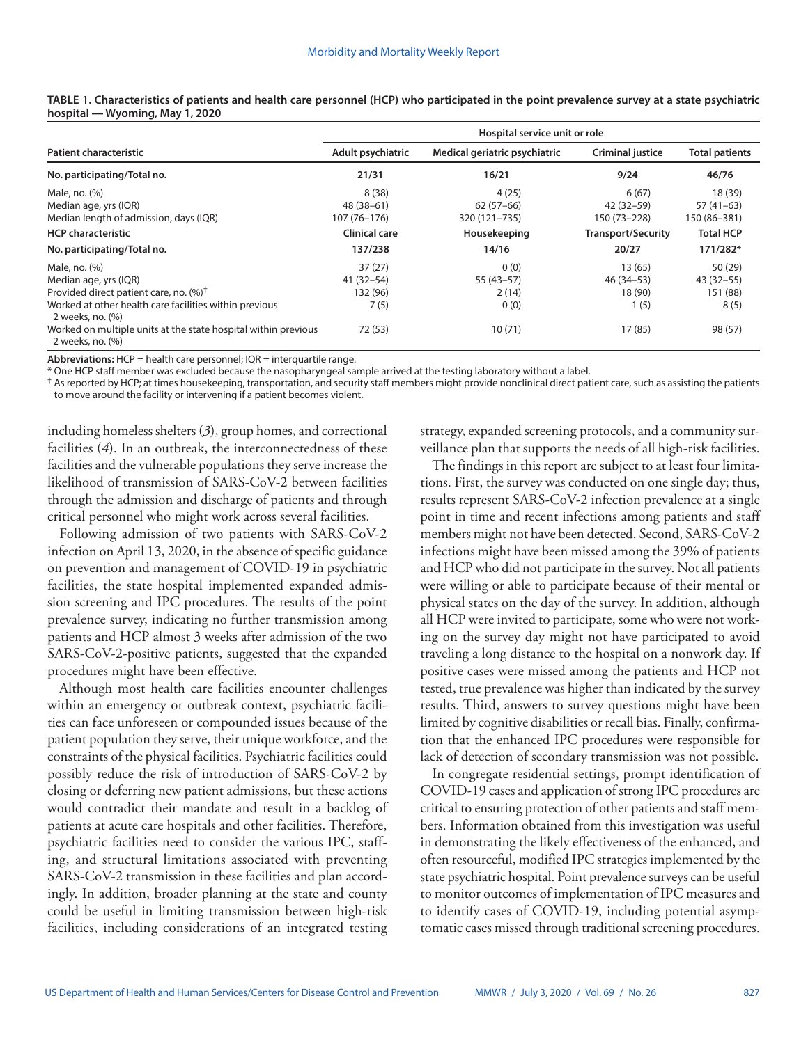**TABLE 1. Characteristics of patients and health care personnel (HCP) who participated in the point prevalence survey at a state psychiatric hospital — Wyoming, May 1, 2020**

| | Hospital service unit or role | | | |
|---|---|---|---|---|
| **Patient characteristic** | **Adult psychiatric** | **Medical geriatric psychiatric** | **Criminal justice** | **Total patients** |
| **No. participating/Total no.** | **21/31** | **16/21** | **9/24** | **46/76** |
| Male, no. (%) | 8 (38) | 4 (25) | 6 (67) | 18 (39) |
| Median age, yrs (IQR) | 48 (38–61) | 62 (57–66) | 42 (32–59) | 57 (41–63) |
| Median length of admission, days (IQR) | 107 (76–176) | 320 (121–735) | 150 (73–228) | 150 (86–381) |
| **HCP characteristic** | **Clinical care** | **Housekeeping** | **Transport/Security** | **Total HCP** |
| **No. participating/Total no.** | **137/238** | **14/16** | **20/27** | **171/282*** |
| Male, no. (%) | 37 (27) | 0 (0) | 13 (65) | 50 (29) |
| Median age, yrs (IQR) | 41 (32–54) | 55 (43–57) | 46 (34–53) | 43 (32–55) |
| Provided direct patient care, no. (%)[†] | 132 (96) | 2 (14) | 18 (90) | 151 (88) |
| Worked at other health care facilities within previous 2 weeks, no. (%) | 7 (5) | 0 (0) | 1 (5) | 8 (5) |
| Worked on multiple units at the state hospital within previous 2 weeks, no. (%) | 72 (53) | 10 (71) | 17 (85) | 98 (57) |

**Abbreviations:** HCP = health care personnel; IQR = interquartile range.
* One HCP staff member was excluded because the nasopharyngeal sample arrived at the testing laboratory without a label.
[†] As reported by HCP; at times housekeeping, transportation, and security staff members might provide nonclinical direct patient care, such as assisting the patients to move around the facility or intervening if a patient becomes violent.

including homeless shelters (*3*), group homes, and correctional facilities (*4*). In an outbreak, the interconnectedness of these facilities and the vulnerable populations they serve increase the likelihood of transmission of SARS-CoV-2 between facilities through the admission and discharge of patients and through critical personnel who might work across several facilities.

Following admission of two patients with SARS-CoV-2 infection on April 13, 2020, in the absence of specific guidance on prevention and management of COVID-19 in psychiatric facilities, the state hospital implemented expanded admission screening and IPC procedures. The results of the point prevalence survey, indicating no further transmission among patients and HCP almost 3 weeks after admission of the two SARS-CoV-2-positive patients, suggested that the expanded procedures might have been effective.

Although most health care facilities encounter challenges within an emergency or outbreak context, psychiatric facilities can face unforeseen or compounded issues because of the patient population they serve, their unique workforce, and the constraints of the physical facilities. Psychiatric facilities could possibly reduce the risk of introduction of SARS-CoV-2 by closing or deferring new patient admissions, but these actions would contradict their mandate and result in a backlog of patients at acute care hospitals and other facilities. Therefore, psychiatric facilities need to consider the various IPC, staffing, and structural limitations associated with preventing SARS-CoV-2 transmission in these facilities and plan accordingly. In addition, broader planning at the state and county could be useful in limiting transmission between high-risk facilities, including considerations of an integrated testing strategy, expanded screening protocols, and a community surveillance plan that supports the needs of all high-risk facilities.

The findings in this report are subject to at least four limitations. First, the survey was conducted on one single day; thus, results represent SARS-CoV-2 infection prevalence at a single point in time and recent infections among patients and staff members might not have been detected. Second, SARS-CoV-2 infections might have been missed among the 39% of patients and HCP who did not participate in the survey. Not all patients were willing or able to participate because of their mental or physical states on the day of the survey. In addition, although all HCP were invited to participate, some who were not working on the survey day might not have participated to avoid traveling a long distance to the hospital on a nonwork day. If positive cases were missed among the patients and HCP not tested, true prevalence was higher than indicated by the survey results. Third, answers to survey questions might have been limited by cognitive disabilities or recall bias. Finally, confirmation that the enhanced IPC procedures were responsible for lack of detection of secondary transmission was not possible.

In congregate residential settings, prompt identification of COVID-19 cases and application of strong IPC procedures are critical to ensuring protection of other patients and staff members. Information obtained from this investigation was useful in demonstrating the likely effectiveness of the enhanced, and often resourceful, modified IPC strategies implemented by the state psychiatric hospital. Point prevalence surveys can be useful to monitor outcomes of implementation of IPC measures and to identify cases of COVID-19, including potential asymptomatic cases missed through traditional screening procedures.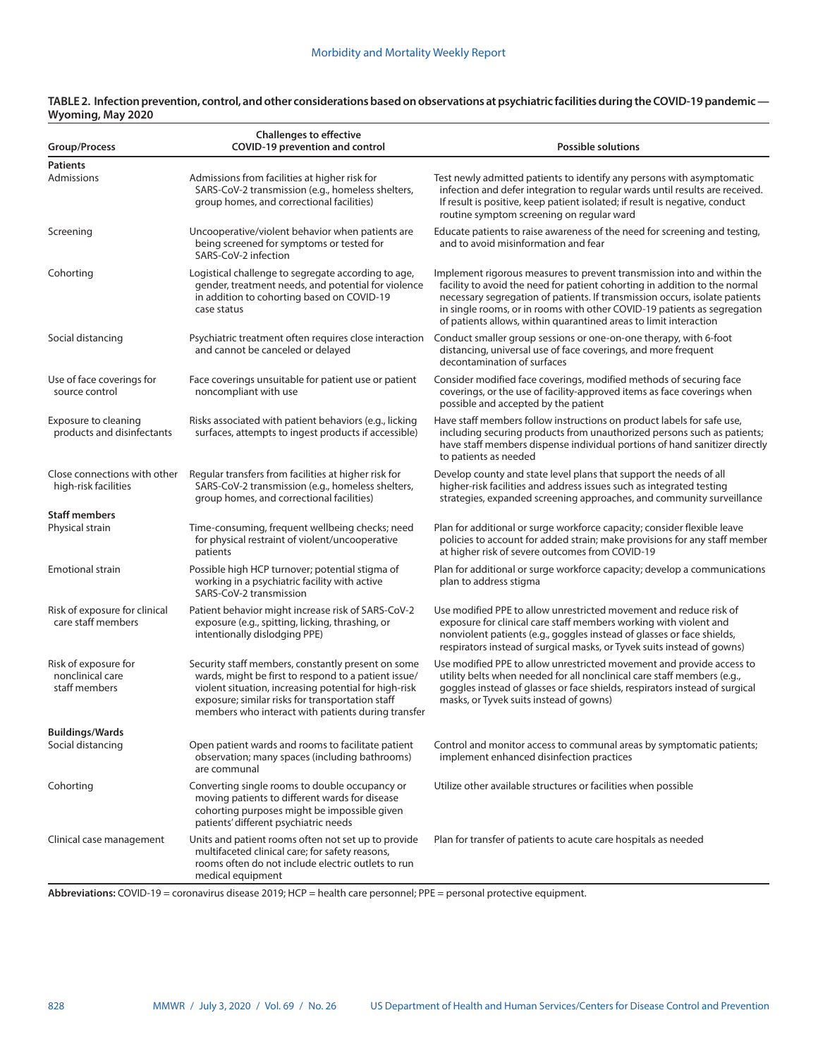**TABLE 2. Infection prevention, control, and other considerations based on observations at psychiatric facilities during the COVID-19 pandemic — Wyoming, May 2020**

| Group/Process | Challenges to effective COVID-19 prevention and control | Possible solutions |
|---|---|---|
| **Patients** | | |
| Admissions | Admissions from facilities at higher risk for SARS-CoV-2 transmission (e.g., homeless shelters, group homes, and correctional facilities) | Test newly admitted patients to identify any persons with asymptomatic infection and defer integration to regular wards until results are received. If result is positive, keep patient isolated; if result is negative, conduct routine symptom screening on regular ward |
| Screening | Uncooperative/violent behavior when patients are being screened for symptoms or tested for SARS-CoV-2 infection | Educate patients to raise awareness of the need for screening and testing, and to avoid misinformation and fear |
| Cohorting | Logistical challenge to segregate according to age, gender, treatment needs, and potential for violence in addition to cohorting based on COVID-19 case status | Implement rigorous measures to prevent transmission into and within the facility to avoid the need for patient cohorting in addition to the normal necessary segregation of patients. If transmission occurs, isolate patients in single rooms, or in rooms with other COVID-19 patients as segregation of patients allows, within quarantined areas to limit interaction |
| Social distancing | Psychiatric treatment often requires close interaction and cannot be canceled or delayed | Conduct smaller group sessions or one-on-one therapy, with 6-foot distancing, universal use of face coverings, and more frequent decontamination of surfaces |
| Use of face coverings for source control | Face coverings unsuitable for patient use or patient noncompliant with use | Consider modified face coverings, modified methods of securing face coverings, or the use of facility-approved items as face coverings when possible and accepted by the patient |
| Exposure to cleaning products and disinfectants | Risks associated with patient behaviors (e.g., licking surfaces, attempts to ingest products if accessible) | Have staff members follow instructions on product labels for safe use, including securing products from unauthorized persons such as patients; have staff members dispense individual portions of hand sanitizer directly to patients as needed |
| Close connections with other high-risk facilities | Regular transfers from facilities at higher risk for SARS-CoV-2 transmission (e.g., homeless shelters, group homes, and correctional facilities) | Develop county and state level plans that support the needs of all higher-risk facilities and address issues such as integrated testing strategies, expanded screening approaches, and community surveillance |
| **Staff members** | | |
| Physical strain | Time-consuming, frequent wellbeing checks; need for physical restraint of violent/uncooperative patients | Plan for additional or surge workforce capacity; consider flexible leave policies to account for added strain; make provisions for any staff member at higher risk of severe outcomes from COVID-19 |
| Emotional strain | Possible high HCP turnover; potential stigma of working in a psychiatric facility with active SARS-CoV-2 transmission | Plan for additional or surge workforce capacity; develop a communications plan to address stigma |
| Risk of exposure for clinical care staff members | Patient behavior might increase risk of SARS-CoV-2 exposure (e.g., spitting, licking, thrashing, or intentionally dislodging PPE) | Use modified PPE to allow unrestricted movement and reduce risk of exposure for clinical care staff members working with violent and nonviolent patients (e.g., goggles instead of glasses or face shields, respirators instead of surgical masks, or Tyvek suits instead of gowns) |
| Risk of exposure for nonclinical care staff members | Security staff members, constantly present on some wards, might be first to respond to a patient issue/violent situation, increasing potential for high-risk exposure; similar risks for transportation staff members who interact with patients during transfer | Use modified PPE to allow unrestricted movement and provide access to utility belts when needed for all nonclinical care staff members (e.g., goggles instead of glasses or face shields, respirators instead of surgical masks, or Tyvek suits instead of gowns) |
| **Buildings/Wards** | | |
| Social distancing | Open patient wards and rooms to facilitate patient observation; many spaces (including bathrooms) are communal | Control and monitor access to communal areas by symptomatic patients; implement enhanced disinfection practices |
| Cohorting | Converting single rooms to double occupancy or moving patients to different wards for disease cohorting purposes might be impossible given patients' different psychiatric needs | Utilize other available structures or facilities when possible |
| Clinical case management | Units and patient rooms often not set up to provide multifaceted clinical care; for safety reasons, rooms often do not include electric outlets to run medical equipment | Plan for transfer of patients to acute care hospitals as needed |

**Abbreviations:** COVID-19 = coronavirus disease 2019; HCP = health care personnel; PPE = personal protective equipment.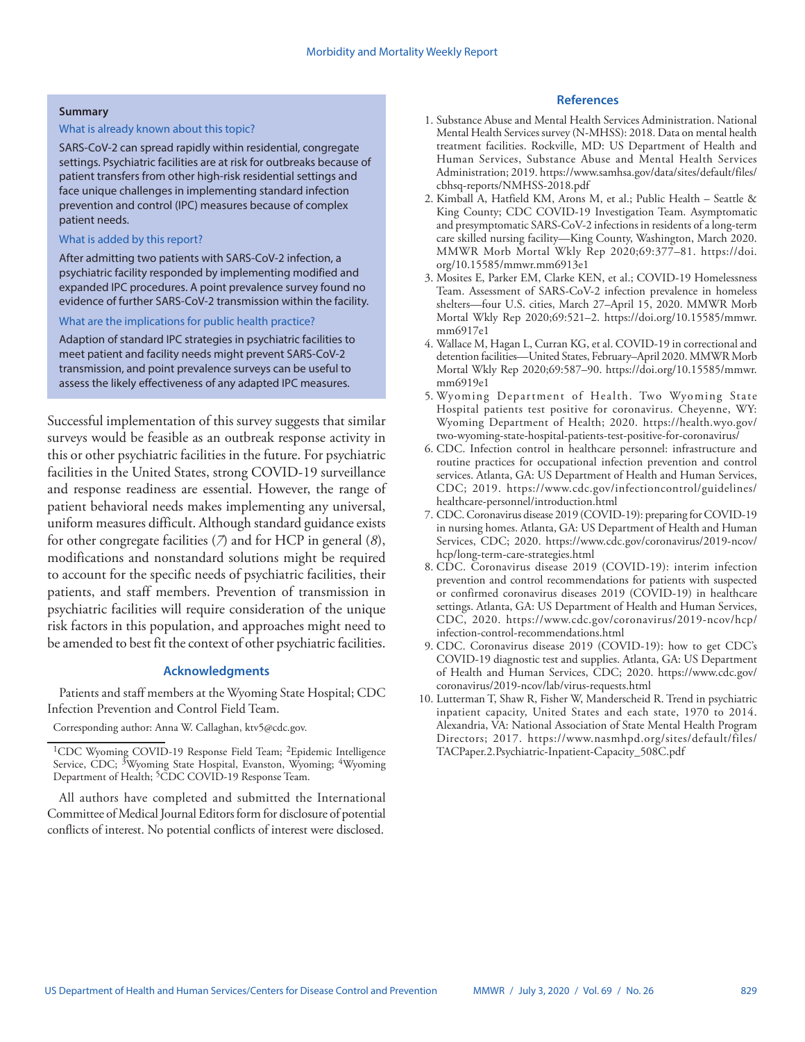**Summary**

What is already known about this topic?

SARS-CoV-2 can spread rapidly within residential, congregate settings. Psychiatric facilities are at risk for outbreaks because of patient transfers from other high-risk residential settings and face unique challenges in implementing standard infection prevention and control (IPC) measures because of complex patient needs.

What is added by this report?

After admitting two patients with SARS-CoV-2 infection, a psychiatric facility responded by implementing modified and expanded IPC procedures. A point prevalence survey found no evidence of further SARS-CoV-2 transmission within the facility.

What are the implications for public health practice?

Adaption of standard IPC strategies in psychiatric facilities to meet patient and facility needs might prevent SARS-CoV-2 transmission, and point prevalence surveys can be useful to assess the likely effectiveness of any adapted IPC measures.

Successful implementation of this survey suggests that similar surveys would be feasible as an outbreak response activity in this or other psychiatric facilities in the future. For psychiatric facilities in the United States, strong COVID-19 surveillance and response readiness are essential. However, the range of patient behavioral needs makes implementing any universal, uniform measures difficult. Although standard guidance exists for other congregate facilities (*7*) and for HCP in general (*8*), modifications and nonstandard solutions might be required to account for the specific needs of psychiatric facilities, their patients, and staff members. Prevention of transmission in psychiatric facilities will require consideration of the unique risk factors in this population, and approaches might need to be amended to best fit the context of other psychiatric facilities.

## Acknowledgments

Patients and staff members at the Wyoming State Hospital; CDC Infection Prevention and Control Field Team.

Corresponding author: Anna W. Callaghan, ktv5@cdc.gov.

[1]CDC Wyoming COVID-19 Response Field Team; [2]Epidemic Intelligence Service, CDC; [3]Wyoming State Hospital, Evanston, Wyoming; [4]Wyoming Department of Health; [5]CDC COVID-19 Response Team.

All authors have completed and submitted the International Committee of Medical Journal Editors form for disclosure of potential conflicts of interest. No potential conflicts of interest were disclosed.

## References

1. Substance Abuse and Mental Health Services Administration. National Mental Health Services survey (N-MHSS): 2018. Data on mental health treatment facilities. Rockville, MD: US Department of Health and Human Services, Substance Abuse and Mental Health Services Administration; 2019. https://www.samhsa.gov/data/sites/default/files/cbhsq-reports/NMHSS-2018.pdf
2. Kimball A, Hatfield KM, Arons M, et al.; Public Health – Seattle & King County; CDC COVID-19 Investigation Team. Asymptomatic and presymptomatic SARS-CoV-2 infections in residents of a long-term care skilled nursing facility—King County, Washington, March 2020. MMWR Morb Mortal Wkly Rep 2020;69:377–81. https://doi.org/10.15585/mmwr.mm6913e1
3. Mosites E, Parker EM, Clarke KEN, et al.; COVID-19 Homelessness Team. Assessment of SARS-CoV-2 infection prevalence in homeless shelters—four U.S. cities, March 27–April 15, 2020. MMWR Morb Mortal Wkly Rep 2020;69:521–2. https://doi.org/10.15585/mmwr.mm6917e1
4. Wallace M, Hagan L, Curran KG, et al. COVID-19 in correctional and detention facilities—United States, February–April 2020. MMWR Morb Mortal Wkly Rep 2020;69:587–90. https://doi.org/10.15585/mmwr.mm6919e1
5. Wyoming Department of Health. Two Wyoming State Hospital patients test positive for coronavirus. Cheyenne, WY: Wyoming Department of Health; 2020. https://health.wyo.gov/two-wyoming-state-hospital-patients-test-positive-for-coronavirus/
6. CDC. Infection control in healthcare personnel: infrastructure and routine practices for occupational infection prevention and control services. Atlanta, GA: US Department of Health and Human Services, CDC; 2019. https://www.cdc.gov/infectioncontrol/guidelines/healthcare-personnel/introduction.html
7. CDC. Coronavirus disease 2019 (COVID-19): preparing for COVID-19 in nursing homes. Atlanta, GA: US Department of Health and Human Services, CDC; 2020. https://www.cdc.gov/coronavirus/2019-ncov/hcp/long-term-care-strategies.html
8. CDC. Coronavirus disease 2019 (COVID-19): interim infection prevention and control recommendations for patients with suspected or confirmed coronavirus diseases 2019 (COVID-19) in healthcare settings. Atlanta, GA: US Department of Health and Human Services, CDC, 2020. https://www.cdc.gov/coronavirus/2019-ncov/hcp/infection-control-recommendations.html
9. CDC. Coronavirus disease 2019 (COVID-19): how to get CDC's COVID-19 diagnostic test and supplies. Atlanta, GA: US Department of Health and Human Services, CDC; 2020. https://www.cdc.gov/coronavirus/2019-ncov/lab/virus-requests.html
10. Lutterman T, Shaw R, Fisher W, Manderscheid R. Trend in psychiatric inpatient capacity, United States and each state, 1970 to 2014. Alexandria, VA: National Association of State Mental Health Program Directors; 2017. https://www.nasmhpd.org/sites/default/files/TACPaper.2.Psychiatric-Inpatient-Capacity_508C.pdf